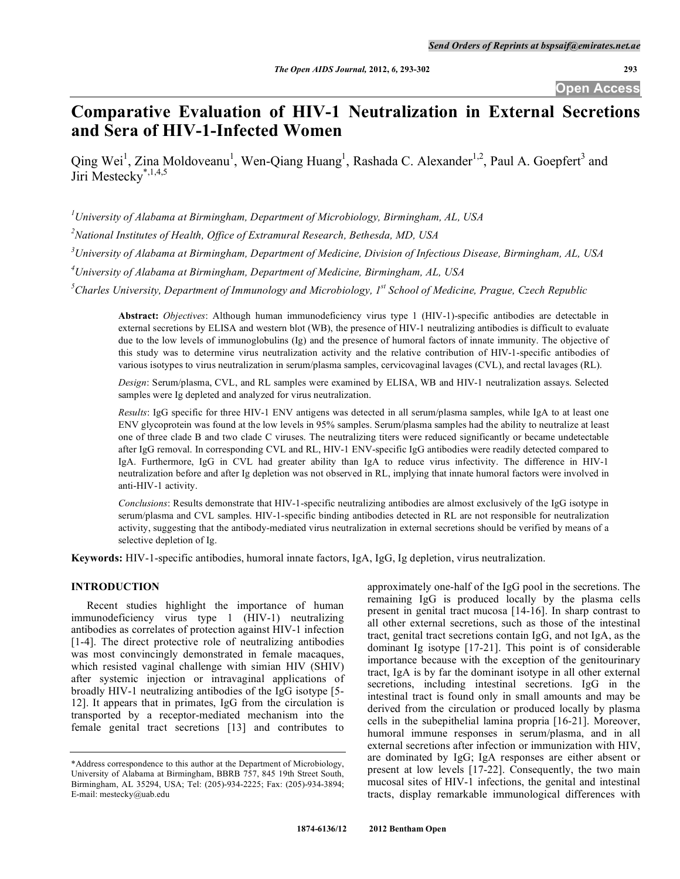# Comparative Evaluation of HIV-1 Neutralization in External Secretions and Sera of HIV-1-Infected Women

Qing Wei[1], Zina Moldoveanu[1], Wen-Qiang Huang[1], Rashada C. Alexander[1,2], Paul A. Goepfert[3] and Jiri Mestecky[*,1,4,5]

[1]University of Alabama at Birmingham, Department of Microbiology, Birmingham, AL, USA

[2]National Institutes of Health, Office of Extramural Research, Bethesda, MD, USA

[3]University of Alabama at Birmingham, Department of Medicine, Division of Infectious Disease, Birmingham, AL, USA

[4]University of Alabama at Birmingham, Department of Medicine, Birmingham, AL, USA

[5]Charles University, Department of Immunology and Microbiology, 1st School of Medicine, Prague, Czech Republic

**Abstract:** *Objectives*: Although human immunodeficiency virus type 1 (HIV-1)-specific antibodies are detectable in external secretions by ELISA and western blot (WB), the presence of HIV-1 neutralizing antibodies is difficult to evaluate due to the low levels of immunoglobulins (Ig) and the presence of humoral factors of innate immunity. The objective of this study was to determine virus neutralization activity and the relative contribution of HIV-1-specific antibodies of various isotypes to virus neutralization in serum/plasma samples, cervicovaginal lavages (CVL), and rectal lavages (RL).

*Design*: Serum/plasma, CVL, and RL samples were examined by ELISA, WB and HIV-1 neutralization assays. Selected samples were Ig depleted and analyzed for virus neutralization.

*Results*: IgG specific for three HIV-1 ENV antigens was detected in all serum/plasma samples, while IgA to at least one ENV glycoprotein was found at the low levels in 95% samples. Serum/plasma samples had the ability to neutralize at least one of three clade B and two clade C viruses. The neutralizing titers were reduced significantly or became undetectable after IgG removal. In corresponding CVL and RL, HIV-1 ENV-specific IgG antibodies were readily detected compared to IgA. Furthermore, IgG in CVL had greater ability than IgA to reduce virus infectivity. The difference in HIV-1 neutralization before and after Ig depletion was not observed in RL, implying that innate humoral factors were involved in anti-HIV-1 activity.

*Conclusions*: Results demonstrate that HIV-1-specific neutralizing antibodies are almost exclusively of the IgG isotype in serum/plasma and CVL samples. HIV-1-specific binding antibodies detected in RL are not responsible for neutralization activity, suggesting that the antibody-mediated virus neutralization in external secretions should be verified by means of a selective depletion of Ig.

**Keywords:** HIV-1-specific antibodies, humoral innate factors, IgA, IgG, Ig depletion, virus neutralization.

## INTRODUCTION

Recent studies highlight the importance of human immunodeficiency virus type 1 (HIV-1) neutralizing antibodies as correlates of protection against HIV-1 infection [1-4]. The direct protective role of neutralizing antibodies was most convincingly demonstrated in female macaques, which resisted vaginal challenge with simian HIV (SHIV) after systemic injection or intravaginal applications of broadly HIV-1 neutralizing antibodies of the IgG isotype [5-12]. It appears that in primates, IgG from the circulation is transported by a receptor-mediated mechanism into the female genital tract secretions [13] and contributes to approximately one-half of the IgG pool in the secretions. The remaining IgG is produced locally by the plasma cells present in genital tract mucosa [14-16]. In sharp contrast to all other external secretions, such as those of the intestinal tract, genital tract secretions contain IgG, and not IgA, as the dominant Ig isotype [17-21]. This point is of considerable importance because with the exception of the genitourinary tract, IgA is by far the dominant isotype in all other external secretions, including intestinal secretions. IgG in the intestinal tract is found only in small amounts and may be derived from the circulation or produced locally by plasma cells in the subepithelial lamina propria [16-21]. Moreover, humoral immune responses in serum/plasma, and in all external secretions after infection or immunization with HIV, are dominated by IgG; IgA responses are either absent or present at low levels [17-22]. Consequently, the two main mucosal sites of HIV-1 infections, the genital and intestinal tracts, display remarkable immunological differences with

*Address correspondence to this author at the Department of Microbiology, University of Alabama at Birmingham, BBRB 757, 845 19th Street South, Birmingham, AL 35294, USA; Tel: (205)-934-2225; Fax: (205)-934-3894; E-mail: mestecky@uab.edu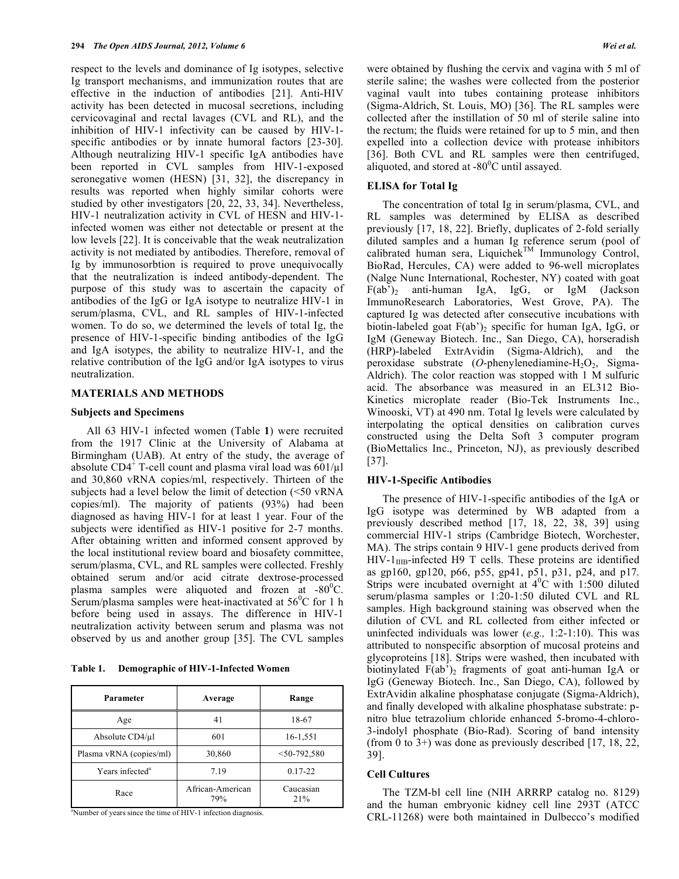respect to the levels and dominance of Ig isotypes, selective Ig transport mechanisms, and immunization routes that are effective in the induction of antibodies [21]. Anti-HIV activity has been detected in mucosal secretions, including cervicovaginal and rectal lavages (CVL and RL), and the inhibition of HIV-1 infectivity can be caused by HIV-1-specific antibodies or by innate humoral factors [23-30]. Although neutralizing HIV-1 specific IgA antibodies have been reported in CVL samples from HIV-1-exposed seronegative women (HESN) [31, 32], the discrepancy in results was reported when highly similar cohorts were studied by other investigators [20, 22, 33, 34]. Nevertheless, HIV-1 neutralization activity in CVL of HESN and HIV-1-infected women was either not detectable or present at the low levels [22]. It is conceivable that the weak neutralization activity is not mediated by antibodies. Therefore, removal of Ig by immunosorbtion is required to prove unequivocally that the neutralization is indeed antibody-dependent. The purpose of this study was to ascertain the capacity of antibodies of the IgG or IgA isotype to neutralize HIV-1 in serum/plasma, CVL, and RL samples of HIV-1-infected women. To do so, we determined the levels of total Ig, the presence of HIV-1-specific binding antibodies of the IgG and IgA isotypes, the ability to neutralize HIV-1, and the relative contribution of the IgG and/or IgA isotypes to virus neutralization.

## MATERIALS AND METHODS

### Subjects and Specimens

All 63 HIV-1 infected women (Table **1**) were recruited from the 1917 Clinic at the University of Alabama at Birmingham (UAB). At entry of the study, the average of absolute $CD4^+$ T-cell count and plasma viral load was 601/µl and 30,860 vRNA copies/ml, respectively. Thirteen of the subjects had a level below the limit of detection (<50 vRNA copies/ml). The majority of patients (93%) had been diagnosed as having HIV-1 for at least 1 year. Four of the subjects were identified as HIV-1 positive for 2-7 months. After obtaining written and informed consent approved by the local institutional review board and biosafety committee, serum/plasma, CVL, and RL samples were collected. Freshly obtained serum and/or acid citrate dextrose-processed plasma samples were aliquoted and frozen at -80$^0$C. Serum/plasma samples were heat-inactivated at 56$^0$C for 1 h before being used in assays. The difference in HIV-1 neutralization activity between serum and plasma was not observed by us and another group [35]. The CVL samples were obtained by flushing the cervix and vagina with 5 ml of sterile saline; the washes were collected from the posterior vaginal vault into tubes containing protease inhibitors (Sigma-Aldrich, St. Louis, MO) [36]. The RL samples were collected after the instillation of 50 ml of sterile saline into the rectum; the fluids were retained for up to 5 min, and then expelled into a collection device with protease inhibitors [36]. Both CVL and RL samples were then centrifuged, aliquoted, and stored at -80$^0$C until assayed.

**Table 1. Demographic of HIV-1-Infected Women**

| Parameter | Average | Range |
|---|---|---|
| Age | 41 | 18-67 |
| Absolute CD4/µl | 601 | 16-1,551 |
| Plasma vRNA (copies/ml) | 30,860 | <50-792,580 |
| Years infected[a] | 7.19 | 0.17-22 |
| Race | African-American 79% | Caucasian 21% |

[a]Number of years since the time of HIV-1 infection diagnosis.

### ELISA for Total Ig

The concentration of total Ig in serum/plasma, CVL, and RL samples was determined by ELISA as described previously [17, 18, 22]. Briefly, duplicates of 2-fold serially diluted samples and a human Ig reference serum (pool of calibrated human sera, Liquichek™ Immunology Control, BioRad, Hercules, CA) were added to 96-well microplates (Nalge Nunc International, Rochester, NY) coated with goat $F(ab')_2$ anti-human IgA, IgG, or IgM (Jackson ImmunoResearch Laboratories, West Grove, PA). The captured Ig was detected after consecutive incubations with biotin-labeled goat $F(ab')_2$ specific for human IgA, IgG, or IgM (Geneway Biotech. Inc., San Diego, CA), horseradish (HRP)-labeled ExtrAvidin (Sigma-Aldrich), and the peroxidase substrate (*O*-phenylenediamine-$H_2O_2$, Sigma-Aldrich). The color reaction was stopped with 1 M sulfuric acid. The absorbance was measured in an EL312 Bio-Kinetics microplate reader (Bio-Tek Instruments Inc., Winooski, VT) at 490 nm. Total Ig levels were calculated by interpolating the optical densities on calibration curves constructed using the Delta Soft 3 computer program (BioMettalics Inc., Princeton, NJ), as previously described [37].

### HIV-1-Specific Antibodies

The presence of HIV-1-specific antibodies of the IgA or IgG isotype was determined by WB adapted from a previously described method [17, 18, 22, 38, 39] using commercial HIV-1 strips (Cambridge Biotech, Worchester, MA). The strips contain 9 HIV-1 gene products derived from HIV-$1_{IIIB}$-infected H9 T cells. These proteins are identified as gp160, gp120, p66, p55, gp41, p51, p31, p24, and p17. Strips were incubated overnight at 4$^0$C with 1:500 diluted serum/plasma samples or 1:20-1:50 diluted CVL and RL samples. High background staining was observed when the dilution of CVL and RL collected from either infected or uninfected individuals was lower (*e.g.,* 1:2-1:10). This was attributed to nonspecific absorption of mucosal proteins and glycoproteins [18]. Strips were washed, then incubated with biotinylated $F(ab')_2$ fragments of goat anti-human IgA or IgG (Geneway Biotech. Inc., San Diego, CA), followed by ExtrAvidin alkaline phosphatase conjugate (Sigma-Aldrich), and finally developed with alkaline phosphatase substrate: p-nitro blue tetrazolium chloride enhanced 5-bromo-4-chloro-3-indolyl phosphate (Bio-Rad). Scoring of band intensity (from 0 to 3+) was done as previously described [17, 18, 22, 39].

### Cell Cultures

The TZM-bl cell line (NIH ARRRP catalog no. 8129) and the human embryonic kidney cell line 293T (ATCC CRL-11268) were both maintained in Dulbecco's modified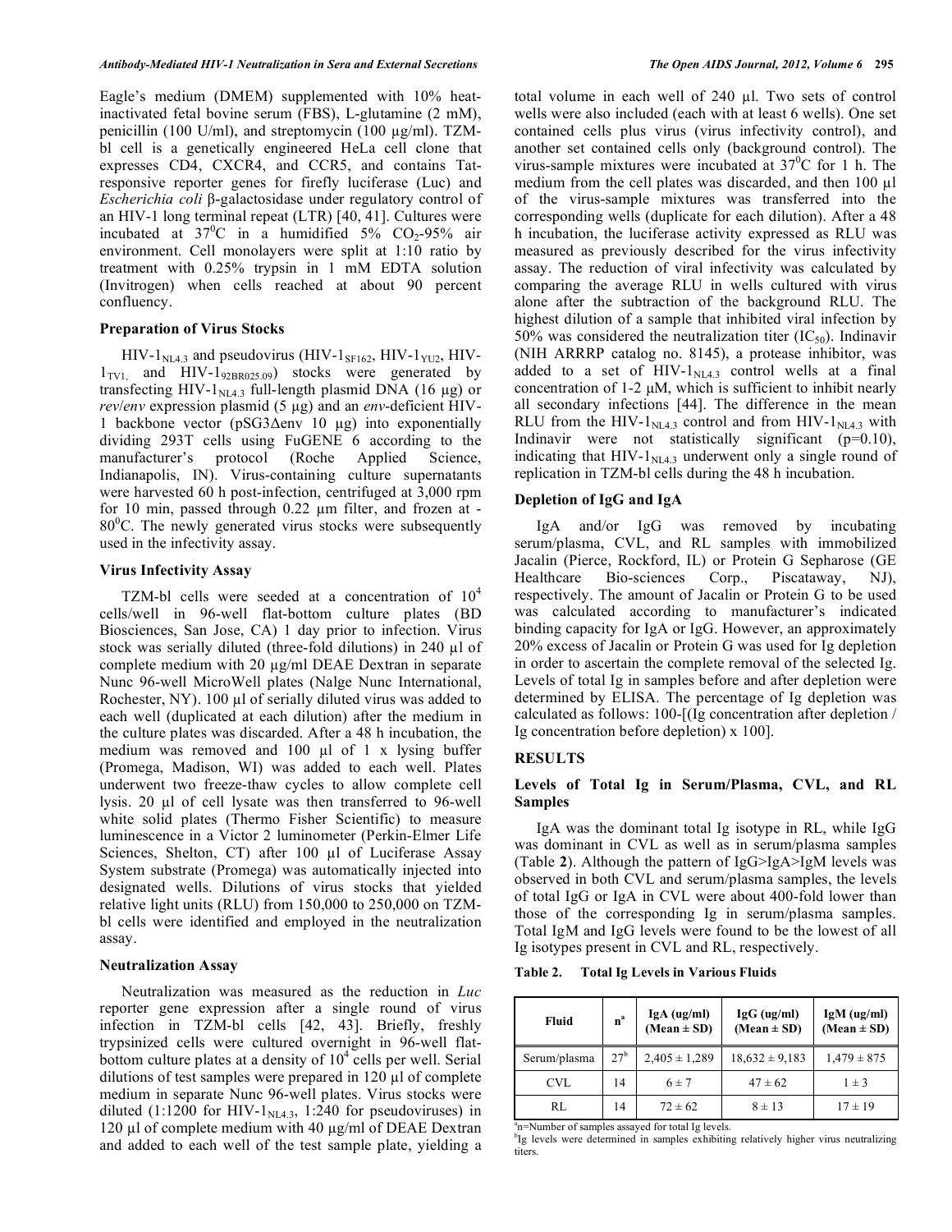Eagle's medium (DMEM) supplemented with 10% heat-inactivated fetal bovine serum (FBS), L-glutamine (2 mM), penicillin (100 U/ml), and streptomycin (100 µg/ml). TZM-bl cell is a genetically engineered HeLa cell clone that expresses CD4, CXCR4, and CCR5, and contains Tat-responsive reporter genes for firefly luciferase (Luc) and *Escherichia coli* β-galactosidase under regulatory control of an HIV-1 long terminal repeat (LTR) [40, 41]. Cultures were incubated at $37^0$C in a humidified 5% $CO_2$-95% air environment. Cell monolayers were split at 1:10 ratio by treatment with 0.25% trypsin in 1 mM EDTA solution (Invitrogen) when cells reached at about 90 percent confluency.

### Preparation of Virus Stocks

HIV-$1_{NL4.3}$ and pseudovirus (HIV-$1_{SF162}$, HIV-$1_{YU2}$, HIV-$1_{TV1,}$ and HIV-$1_{92BR025.09}$) stocks were generated by transfecting HIV-$1_{NL4.3}$ full-length plasmid DNA (16 µg) or *rev*/*env* expression plasmid (5 µg) and an *env*-deficient HIV-1 backbone vector (pSG3Δenv 10 µg) into exponentially dividing 293T cells using FuGENE 6 according to the manufacturer's protocol (Roche Applied Science, Indianapolis, IN). Virus-containing culture supernatants were harvested 60 h post-infection, centrifuged at 3,000 rpm for 10 min, passed through 0.22 µm filter, and frozen at -$80^0$C. The newly generated virus stocks were subsequently used in the infectivity assay.

### Virus Infectivity Assay

TZM-bl cells were seeded at a concentration of $10^4$ cells/well in 96-well flat-bottom culture plates (BD Biosciences, San Jose, CA) 1 day prior to infection. Virus stock was serially diluted (three-fold dilutions) in 240 µl of complete medium with 20 µg/ml DEAE Dextran in separate Nunc 96-well MicroWell plates (Nalge Nunc International, Rochester, NY). 100 µl of serially diluted virus was added to each well (duplicated at each dilution) after the medium in the culture plates was discarded. After a 48 h incubation, the medium was removed and 100 µl of 1 x lysing buffer (Promega, Madison, WI) was added to each well. Plates underwent two freeze-thaw cycles to allow complete cell lysis. 20 µl of cell lysate was then transferred to 96-well white solid plates (Thermo Fisher Scientific) to measure luminescence in a Victor 2 luminometer (Perkin-Elmer Life Sciences, Shelton, CT) after 100 µl of Luciferase Assay System substrate (Promega) was automatically injected into designated wells. Dilutions of virus stocks that yielded relative light units (RLU) from 150,000 to 250,000 on TZM-bl cells were identified and employed in the neutralization assay.

### Neutralization Assay

Neutralization was measured as the reduction in *Luc* reporter gene expression after a single round of virus infection in TZM-bl cells [42, 43]. Briefly, freshly trypsinized cells were cultured overnight in 96-well flat-bottom culture plates at a density of $10^4$ cells per well. Serial dilutions of test samples were prepared in 120 µl of complete medium in separate Nunc 96-well plates. Virus stocks were diluted (1:1200 for HIV-$1_{NL4.3}$, 1:240 for pseudoviruses) in 120 µl of complete medium with 40 µg/ml of DEAE Dextran and added to each well of the test sample plate, yielding a total volume in each well of 240 µl. Two sets of control wells were also included (each with at least 6 wells). One set contained cells plus virus (virus infectivity control), and another set contained cells only (background control). The virus-sample mixtures were incubated at $37^0$C for 1 h. The medium from the cell plates was discarded, and then 100 µl of the virus-sample mixtures was transferred into the corresponding wells (duplicate for each dilution). After a 48 h incubation, the luciferase activity expressed as RLU was measured as previously described for the virus infectivity assay. The reduction of viral infectivity was calculated by comparing the average RLU in wells cultured with virus alone after the subtraction of the background RLU. The highest dilution of a sample that inhibited viral infection by 50% was considered the neutralization titer ($IC_{50}$). Indinavir (NIH ARRRP catalog no. 8145), a protease inhibitor, was added to a set of HIV-$1_{NL4.3}$ control wells at a final concentration of 1-2 µM, which is sufficient to inhibit nearly all secondary infections [44]. The difference in the mean RLU from the HIV-$1_{NL4.3}$ control and from HIV-$1_{NL4.3}$ with Indinavir were not statistically significant ($p=0.10$), indicating that HIV-$1_{NL4.3}$ underwent only a single round of replication in TZM-bl cells during the 48 h incubation.

### Depletion of IgG and IgA

IgA and/or IgG was removed by incubating serum/plasma, CVL, and RL samples with immobilized Jacalin (Pierce, Rockford, IL) or Protein G Sepharose (GE Healthcare Bio-sciences Corp., Piscataway, NJ), respectively. The amount of Jacalin or Protein G to be used was calculated according to manufacturer's indicated binding capacity for IgA or IgG. However, an approximately 20% excess of Jacalin or Protein G was used for Ig depletion in order to ascertain the complete removal of the selected Ig. Levels of total Ig in samples before and after depletion were determined by ELISA. The percentage of Ig depletion was calculated as follows: 100-[(Ig concentration after depletion / Ig concentration before depletion) x 100].

## RESULTS

### Levels of Total Ig in Serum/Plasma, CVL, and RL Samples

IgA was the dominant total Ig isotype in RL, while IgG was dominant in CVL as well as in serum/plasma samples (Table **2**). Although the pattern of IgG>IgA>IgM levels was observed in both CVL and serum/plasma samples, the levels of total IgG or IgA in CVL were about 400-fold lower than those of the corresponding Ig in serum/plasma samples. Total IgM and IgG levels were found to be the lowest of all Ig isotypes present in CVL and RL, respectively.

**Table 2. Total Ig Levels in Various Fluids**

| Fluid | n[a] | IgA (ug/ml) (Mean ± SD) | IgG (ug/ml) (Mean ± SD) | IgM (ug/ml) (Mean ± SD) |
|---|---|---|---|---|
| Serum/plasma | 27[b] | 2,405 ± 1,289 | 18,632 ± 9,183 | 1,479 ± 875 |
| CVL | 14 | 6 ± 7 | 47 ± 62 | 1 ± 3 |
| RL | 14 | 72 ± 62 | 8 ± 13 | 17 ± 19 |

[a]n=Number of samples assayed for total Ig levels.
[b]Ig levels were determined in samples exhibiting relatively higher virus neutralizing titers.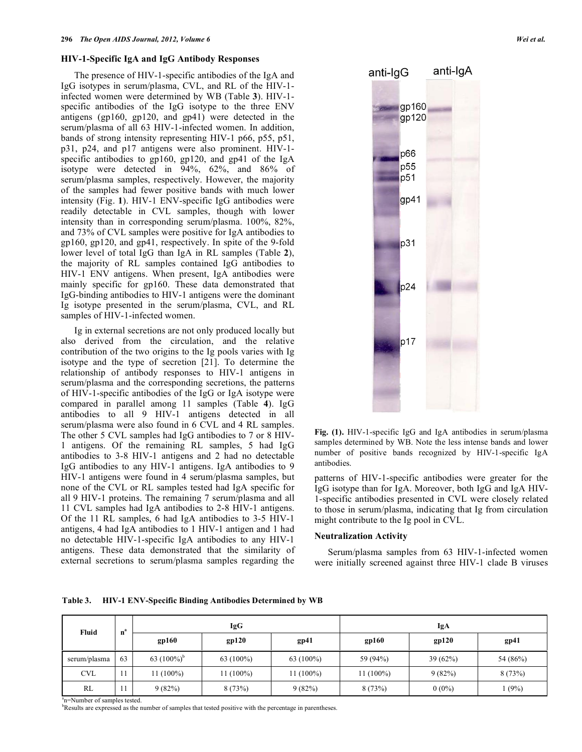### HIV-1-Specific IgA and IgG Antibody Responses

The presence of HIV-1-specific antibodies of the IgA and IgG isotypes in serum/plasma, CVL, and RL of the HIV-1-infected women were determined by WB (Table **3**). HIV-1-specific antibodies of the IgG isotype to the three ENV antigens (gp160, gp120, and gp41) were detected in the serum/plasma of all 63 HIV-1-infected women. In addition, bands of strong intensity representing HIV-1 p66, p55, p51, p31, p24, and p17 antigens were also prominent. HIV-1-specific antibodies to gp160, gp120, and gp41 of the IgA isotype were detected in 94%, 62%, and 86% of serum/plasma samples, respectively. However, the majority of the samples had fewer positive bands with much lower intensity (Fig. **1**). HIV-1 ENV-specific IgG antibodies were readily detectable in CVL samples, though with lower intensity than in corresponding serum/plasma. 100%, 82%, and 73% of CVL samples were positive for IgA antibodies to gp160, gp120, and gp41, respectively. In spite of the 9-fold lower level of total IgG than IgA in RL samples (Table **2**), the majority of RL samples contained IgG antibodies to HIV-1 ENV antigens. When present, IgA antibodies were mainly specific for gp160. These data demonstrated that IgG-binding antibodies to HIV-1 antigens were the dominant Ig isotype presented in the serum/plasma, CVL, and RL samples of HIV-1-infected women.

Ig in external secretions are not only produced locally but also derived from the circulation, and the relative contribution of the two origins to the Ig pools varies with Ig isotype and the type of secretion [21]. To determine the relationship of antibody responses to HIV-1 antigens in serum/plasma and the corresponding secretions, the patterns of HIV-1-specific antibodies of the IgG or IgA isotype were compared in parallel among 11 samples (Table **4**). IgG antibodies to all 9 HIV-1 antigens detected in all serum/plasma were also found in 6 CVL and 4 RL samples. The other 5 CVL samples had IgG antibodies to 7 or 8 HIV-1 antigens. Of the remaining RL samples, 5 had IgG antibodies to 3-8 HIV-1 antigens and 2 had no detectable IgG antibodies to any HIV-1 antigens. IgA antibodies to 9 HIV-1 antigens were found in 4 serum/plasma samples, but none of the CVL or RL samples tested had IgA specific for all 9 HIV-1 proteins. The remaining 7 serum/plasma and all 11 CVL samples had IgA antibodies to 2-8 HIV-1 antigens. Of the 11 RL samples, 6 had IgA antibodies to 3-5 HIV-1 antigens, 4 had IgA antibodies to 1 HIV-1 antigen and 1 had no detectable HIV-1-specific IgA antibodies to any HIV-1 antigens. These data demonstrated that the similarity of external secretions to serum/plasma samples regarding the patterns of HIV-1-specific antibodies were greater for the IgG isotype than for IgA. Moreover, both IgG and IgA HIV-1-specific antibodies presented in CVL were closely related to those in serum/plasma, indicating that Ig from circulation might contribute to the Ig pool in CVL.

**Fig. (1).** HIV-1-specific IgG and IgA antibodies in serum/plasma samples determined by WB. Note the less intense bands and lower number of positive bands recognized by HIV-1-specific IgA antibodies.

### Neutralization Activity

Serum/plasma samples from 63 HIV-1-infected women were initially screened against three HIV-1 clade B viruses

**Table 3. HIV-1 ENV-Specific Binding Antibodies Determined by WB**

| Fluid | n[a] | IgG | | | IgA | | |
|---|---|---|---|---|---|---|---|
| | | gp160 | gp120 | gp41 | gp160 | gp120 | gp41 |
| serum/plasma | 63 | 63 (100%)[b] | 63 (100%) | 63 (100%) | 59 (94%) | 39 (62%) | 54 (86%) |
| CVL | 11 | 11 (100%) | 11 (100%) | 11 (100%) | 11 (100%) | 9 (82%) | 8 (73%) |
| RL | 11 | 9 (82%) | 8 (73%) | 9 (82%) | 8 (73%) | 0 (0%) | 1 (9%) |

[a]n=Number of samples tested.
[b]Results are expressed as the number of samples that tested positive with the percentage in parentheses.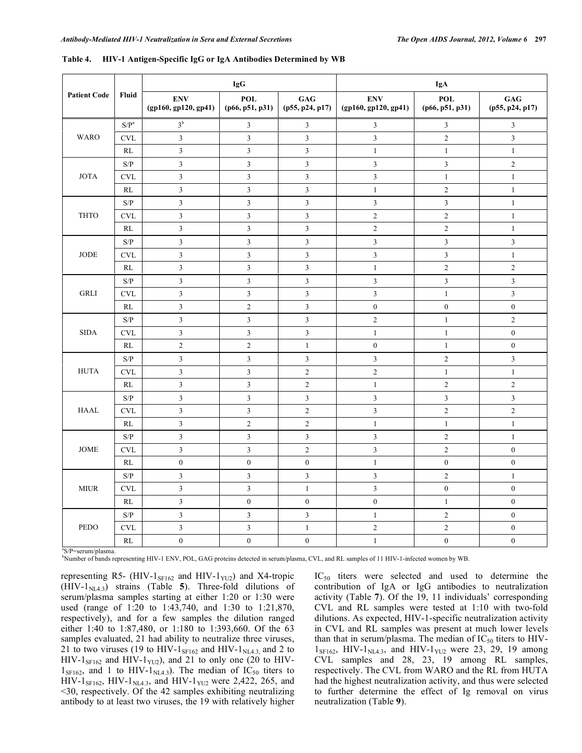**Table 4. HIV-1 Antigen-Specific IgG or IgA Antibodies Determined by WB**

| Patient Code | Fluid | IgG | | | IgA | | |
|---|---|---|---|---|---|---|---|
| | | ENV (gp160, gp120, gp41) | POL (p66, p51, p31) | GAG (p55, p24, p17) | ENV (gp160, gp120, gp41) | POL (p66, p51, p31) | GAG (p55, p24, p17) |
| WARO | S/P[a] | 3[b] | 3 | 3 | 3 | 3 | 3 |
| | CVL | 3 | 3 | 3 | 3 | 2 | 3 |
| | RL | 3 | 3 | 3 | 1 | 1 | 1 |
| JOTA | S/P | 3 | 3 | 3 | 3 | 3 | 2 |
| | CVL | 3 | 3 | 3 | 3 | 1 | 1 |
| | RL | 3 | 3 | 3 | 1 | 2 | 1 |
| THTO | S/P | 3 | 3 | 3 | 3 | 3 | 1 |
| | CVL | 3 | 3 | 3 | 2 | 2 | 1 |
| | RL | 3 | 3 | 3 | 2 | 2 | 1 |
| JODE | S/P | 3 | 3 | 3 | 3 | 3 | 3 |
| | CVL | 3 | 3 | 3 | 3 | 3 | 1 |
| | RL | 3 | 3 | 3 | 1 | 2 | 2 |
| GRLI | S/P | 3 | 3 | 3 | 3 | 3 | 3 |
| | CVL | 3 | 3 | 3 | 3 | 1 | 3 |
| | RL | 3 | 2 | 3 | 0 | 0 | 0 |
| SIDA | S/P | 3 | 3 | 3 | 2 | 1 | 2 |
| | CVL | 3 | 3 | 3 | 1 | 1 | 0 |
| | RL | 2 | 2 | 1 | 0 | 1 | 0 |
| HUTA | S/P | 3 | 3 | 3 | 3 | 2 | 3 |
| | CVL | 3 | 3 | 2 | 2 | 1 | 1 |
| | RL | 3 | 3 | 2 | 1 | 2 | 2 |
| HAAL | S/P | 3 | 3 | 3 | 3 | 3 | 3 |
| | CVL | 3 | 3 | 2 | 3 | 2 | 2 |
| | RL | 3 | 2 | 2 | 1 | 1 | 1 |
| JOME | S/P | 3 | 3 | 3 | 3 | 2 | 1 |
| | CVL | 3 | 3 | 2 | 3 | 2 | 0 |
| | RL | 0 | 0 | 0 | 1 | 0 | 0 |
| MIUR | S/P | 3 | 3 | 3 | 3 | 2 | 1 |
| | CVL | 3 | 3 | 1 | 3 | 0 | 0 |
| | RL | 3 | 0 | 0 | 0 | 1 | 0 |
| PEDO | S/P | 3 | 3 | 3 | 1 | 2 | 0 |
| | CVL | 3 | 3 | 1 | 2 | 2 | 0 |
| | RL | 0 | 0 | 0 | 1 | 0 | 0 |

[a]S/P=serum/plasma.
[b]Number of bands representing HIV-1 ENV, POL, GAG proteins detected in serum/plasma, CVL, and RL samples of 11 HIV-1-infected women by WB.

representing R5- (HIV-$1_{SF162}$ and HIV-$1_{YU2}$) and X4-tropic (HIV-$1_{NL4.3}$) strains (Table **5**). Three-fold dilutions of serum/plasma samples starting at either 1:20 or 1:30 were used (range of 1:20 to 1:43,740, and 1:30 to 1:21,870, respectively), and for a few samples the dilution ranged either 1:40 to 1:87,480, or 1:180 to 1:393,660. Of the 63 samples evaluated, 21 had ability to neutralize three viruses, 21 to two viruses (19 to HIV-$1_{SF162}$ and HIV-$1_{NL4.3}$, and 2 to HIV-$1_{SF162}$ and HIV-$1_{YU2}$), and 21 to only one (20 to HIV-$1_{SF162}$, and 1 to HIV-$1_{NL4.3}$). The median of $IC_{50}$ titers to HIV-$1_{SF162}$, HIV-$1_{NL4.3}$, and HIV-$1_{YU2}$ were 2,422, 265, and <30, respectively. Of the 42 samples exhibiting neutralizing antibody to at least two viruses, the 19 with relatively higher $IC_{50}$ titers were selected and used to determine the contribution of IgA or IgG antibodies to neutralization activity (Table **7**). Of the 19, 11 individuals' corresponding CVL and RL samples were tested at 1:10 with two-fold dilutions. As expected, HIV-1-specific neutralization activity in CVL and RL samples was present at much lower levels than that in serum/plasma. The median of $IC_{50}$ titers to HIV-$1_{SF162}$, HIV-$1_{NL4.3}$, and HIV-$1_{YU2}$ were 23, 29, 19 among CVL samples and 28, 23, 19 among RL samples, respectively. The CVL from WARO and the RL from HUTA had the highest neutralization activity, and thus were selected to further determine the effect of Ig removal on virus neutralization (Table **9**).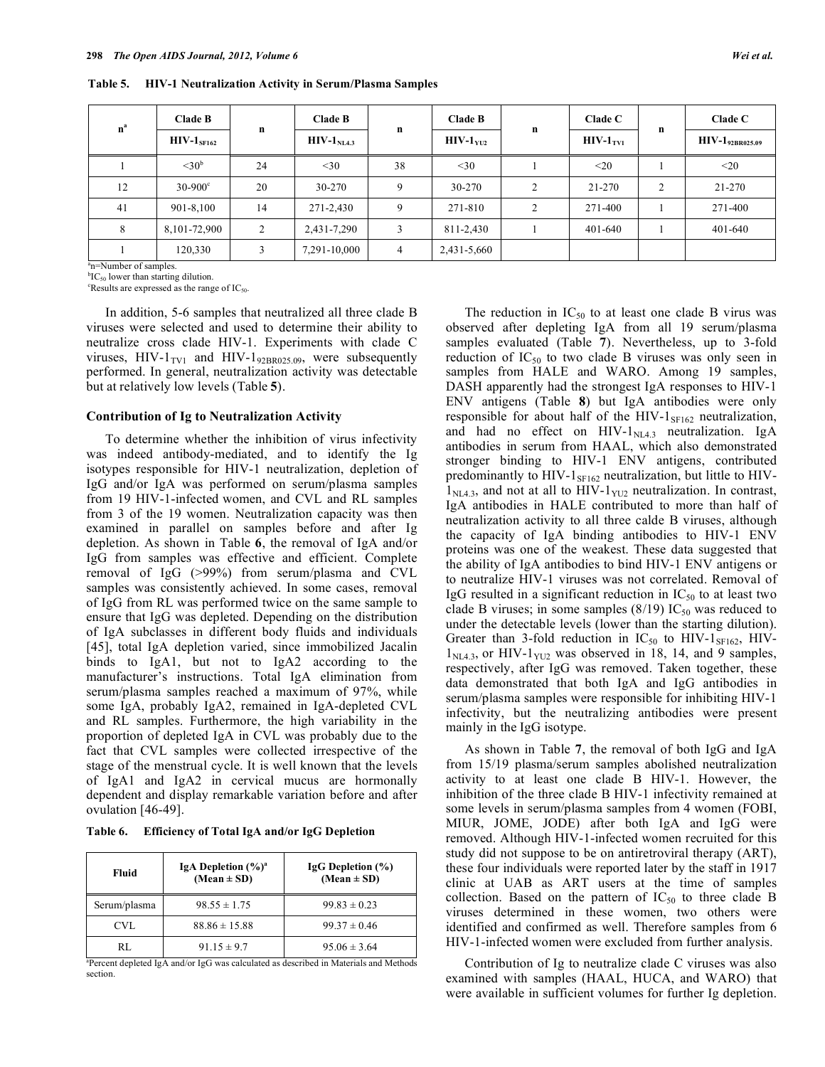**Table 5. HIV-1 Neutralization Activity in Serum/Plasma Samples**

| n[a] | Clade B $HIV\text{-}1_{SF162}$ | n | Clade B $HIV\text{-}1_{NL4.3}$ | n | Clade B $HIV\text{-}1_{YU2}$ | n | Clade C $HIV\text{-}1_{TV1}$ | n | Clade C $HIV\text{-}1_{92BR025.09}$ |
|---|---|---|---|---|---|---|---|---|---|
| 1 | <30[b] | 24 | <30 | 38 | <30 | 1 | <20 | 1 | <20 |
| 12 | 30-900[c] | 20 | 30-270 | 9 | 30-270 | 2 | 21-270 | 2 | 21-270 |
| 41 | 901-8,100 | 14 | 271-2,430 | 9 | 271-810 | 2 | 271-400 | 1 | 271-400 |
| 8 | 8,101-72,900 | 2 | 2,431-7,290 | 3 | 811-2,430 | 1 | 401-640 | 1 | 401-640 |
| 1 | 120,330 | 3 | 7,291-10,000 | 4 | 2,431-5,660 | | | | |

[a]n=Number of samples.
[b]$IC_{50}$ lower than starting dilution.
[c]Results are expressed as the range of $IC_{50}$.

In addition, 5-6 samples that neutralized all three clade B viruses were selected and used to determine their ability to neutralize cross clade HIV-1. Experiments with clade C viruses, $HIV\text{-}1_{TV1}$ and $HIV\text{-}1_{92BR025.09}$, were subsequently performed. In general, neutralization activity was detectable but at relatively low levels (Table **5**).

### Contribution of Ig to Neutralization Activity

To determine whether the inhibition of virus infectivity was indeed antibody-mediated, and to identify the Ig isotypes responsible for HIV-1 neutralization, depletion of IgG and/or IgA was performed on serum/plasma samples from 19 HIV-1-infected women, and CVL and RL samples from 3 of the 19 women. Neutralization capacity was then examined in parallel on samples before and after Ig depletion. As shown in Table **6**, the removal of IgA and/or IgG from samples was effective and efficient. Complete removal of IgG (>99%) from serum/plasma and CVL samples was consistently achieved. In some cases, removal of IgG from RL was performed twice on the same sample to ensure that IgG was depleted. Depending on the distribution of IgA subclasses in different body fluids and individuals [45], total IgA depletion varied, since immobilized Jacalin binds to IgA1, but not to IgA2 according to the manufacturer's instructions. Total IgA elimination from serum/plasma samples reached a maximum of 97%, while some IgA, probably IgA2, remained in IgA-depleted CVL and RL samples. Furthermore, the high variability in the proportion of depleted IgA in CVL was probably due to the fact that CVL samples were collected irrespective of the stage of the menstrual cycle. It is well known that the levels of IgA1 and IgA2 in cervical mucus are hormonally dependent and display remarkable variation before and after ovulation [46-49].

**Table 6. Efficiency of Total IgA and/or IgG Depletion**

| Fluid | IgA Depletion (%)[a] (Mean ± SD) | IgG Depletion (%) (Mean ± SD) |
|---|---|---|
| Serum/plasma | 98.55 ± 1.75 | 99.83 ± 0.23 |
| CVL | 88.86 ± 15.88 | 99.37 ± 0.46 |
| RL | 91.15 ± 9.7 | 95.06 ± 3.64 |

[a]Percent depleted IgA and/or IgG was calculated as described in Materials and Methods section.

The reduction in $IC_{50}$ to at least one clade B virus was observed after depleting IgA from all 19 serum/plasma samples evaluated (Table **7**). Nevertheless, up to 3-fold reduction of $IC_{50}$ to two clade B viruses was only seen in samples from HALE and WARO. Among 19 samples, DASH apparently had the strongest IgA responses to HIV-1 ENV antigens (Table **8**) but IgA antibodies were only responsible for about half of the $HIV\text{-}1_{SF162}$ neutralization, and had no effect on $HIV\text{-}1_{NL4.3}$ neutralization. IgA antibodies in serum from HAAL, which also demonstrated stronger binding to HIV-1 ENV antigens, contributed predominantly to $HIV\text{-}1_{SF162}$ neutralization, but little to $HIV\text{-}1_{NL4.3}$, and not at all to $HIV\text{-}1_{YU2}$ neutralization. In contrast, IgA antibodies in HALE contributed to more than half of neutralization activity to all three calde B viruses, although the capacity of IgA binding antibodies to HIV-1 ENV proteins was one of the weakest. These data suggested that the ability of IgA antibodies to bind HIV-1 ENV antigens or to neutralize HIV-1 viruses was not correlated. Removal of IgG resulted in a significant reduction in $IC_{50}$ to at least two clade B viruses; in some samples (8/19) $IC_{50}$ was reduced to under the detectable levels (lower than the starting dilution). Greater than 3-fold reduction in $IC_{50}$ to $HIV\text{-}1_{SF162}$, $HIV\text{-}1_{NL4.3}$, or $HIV\text{-}1_{YU2}$ was observed in 18, 14, and 9 samples, respectively, after IgG was removed. Taken together, these data demonstrated that both IgA and IgG antibodies in serum/plasma samples were responsible for inhibiting HIV-1 infectivity, but the neutralizing antibodies were present mainly in the IgG isotype.

As shown in Table **7**, the removal of both IgG and IgA from 15/19 plasma/serum samples abolished neutralization activity to at least one clade B HIV-1. However, the inhibition of the three clade B HIV-1 infectivity remained at some levels in serum/plasma samples from 4 women (FOBI, MIUR, JOME, JODE) after both IgA and IgG were removed. Although HIV-1-infected women recruited for this study did not suppose to be on antiretroviral therapy (ART), these four individuals were reported later by the staff in 1917 clinic at UAB as ART users at the time of samples collection. Based on the pattern of $IC_{50}$ to three clade B viruses determined in these women, two others were identified and confirmed as well. Therefore samples from 6 HIV-1-infected women were excluded from further analysis.

Contribution of Ig to neutralize clade C viruses was also examined with samples (HAAL, HUCA, and WARO) that were available in sufficient volumes for further Ig depletion.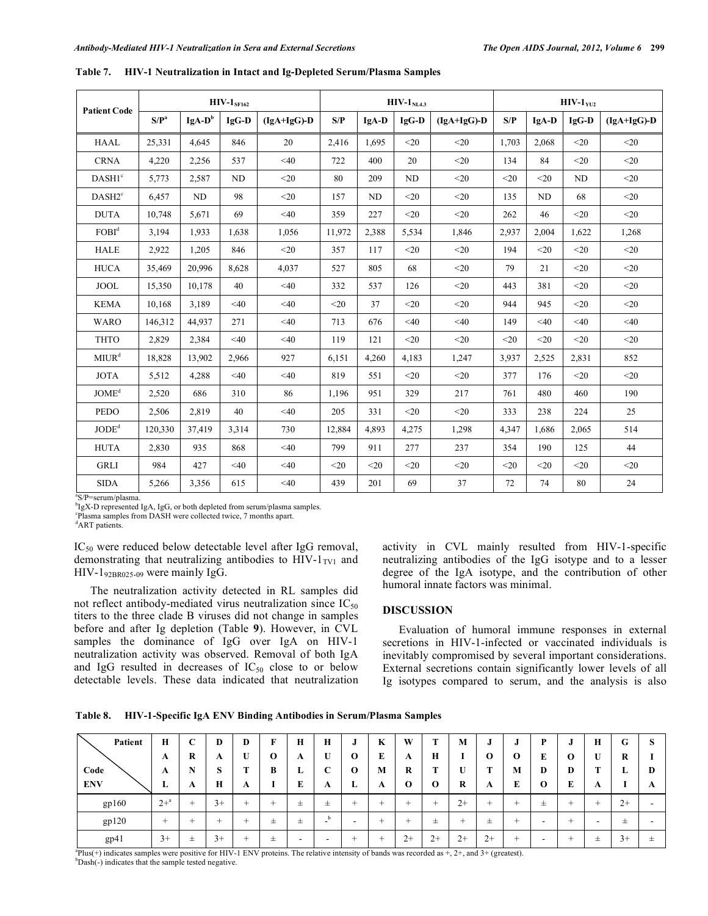**Table 7. HIV-1 Neutralization in Intact and Ig-Depleted Serum/Plasma Samples**

| Patient Code | $HIV\text{-}1_{SF162}$ | | | | $HIV\text{-}1_{NL4.3}$ | | | | $HIV\text{-}1_{YU2}$ | | | |
|---|---|---|---|---|---|---|---|---|---|---|---|---|
| | S/P[a] | IgA-D[b] | IgG-D | (IgA+IgG)-D | S/P | IgA-D | IgG-D | (IgA+IgG)-D | S/P | IgA-D | IgG-D | (IgA+IgG)-D |
| HAAL | 25,331 | 4,645 | 846 | 20 | 2,416 | 1,695 | <20 | <20 | 1,703 | 2,068 | <20 | <20 |
| CRNA | 4,220 | 2,256 | 537 | <40 | 722 | 400 | 20 | <20 | 134 | 84 | <20 | <20 |
| DASH1[c] | 5,773 | 2,587 | ND | <20 | 80 | 209 | ND | <20 | <20 | <20 | ND | <20 |
| DASH2[c] | 6,457 | ND | 98 | <20 | 157 | ND | <20 | <20 | 135 | ND | 68 | <20 |
| DUTA | 10,748 | 5,671 | 69 | <40 | 359 | 227 | <20 | <20 | 262 | 46 | <20 | <20 |
| FOBI[d] | 3,194 | 1,933 | 1,638 | 1,056 | 11,972 | 2,388 | 5,534 | 1,846 | 2,937 | 2,004 | 1,622 | 1,268 |
| HALE | 2,922 | 1,205 | 846 | <20 | 357 | 117 | <20 | <20 | 194 | <20 | <20 | <20 |
| HUCA | 35,469 | 20,996 | 8,628 | 4,037 | 527 | 805 | 68 | <20 | 79 | 21 | <20 | <20 |
| JOOL | 15,350 | 10,178 | 40 | <40 | 332 | 537 | 126 | <20 | 443 | 381 | <20 | <20 |
| KEMA | 10,168 | 3,189 | <40 | <40 | <20 | 37 | <20 | <20 | 944 | 945 | <20 | <20 |
| WARO | 146,312 | 44,937 | 271 | <40 | 713 | 676 | <40 | <40 | 149 | <40 | <40 | <40 |
| THTO | 2,829 | 2,384 | <40 | <40 | 119 | 121 | <20 | <20 | <20 | <20 | <20 | <20 |
| MIUR[d] | 18,828 | 13,902 | 2,966 | 927 | 6,151 | 4,260 | 4,183 | 1,247 | 3,937 | 2,525 | 2,831 | 852 |
| JOTA | 5,512 | 4,288 | <40 | <40 | 819 | 551 | <20 | <20 | 377 | 176 | <20 | <20 |
| JOME[d] | 2,520 | 686 | 310 | 86 | 1,196 | 951 | 329 | 217 | 761 | 480 | 460 | 190 |
| PEDO | 2,506 | 2,819 | 40 | <40 | 205 | 331 | <20 | <20 | 333 | 238 | 224 | 25 |
| JODE[d] | 120,330 | 37,419 | 3,314 | 730 | 12,884 | 4,893 | 4,275 | 1,298 | 4,347 | 1,686 | 2,065 | 514 |
| HUTA | 2,830 | 935 | 868 | <40 | 799 | 911 | 277 | 237 | 354 | 190 | 125 | 44 |
| GRLI | 984 | 427 | <40 | <40 | <20 | <20 | <20 | <20 | <20 | <20 | <20 | <20 |
| SIDA | 5,266 | 3,356 | 615 | <40 | 439 | 201 | 69 | 37 | 72 | 74 | 80 | 24 |

[a]S/P=serum/plasma.
[b]IgX-D represented IgA, IgG, or both depleted from serum/plasma samples.
[c]Plasma samples from DASH were collected twice, 7 months apart.
[d]ART patients.

$IC_{50}$ were reduced below detectable level after IgG removal, demonstrating that neutralizing antibodies to $HIV\text{-}1_{TV1}$ and $HIV\text{-}1_{92BR025\text{-}09}$ were mainly IgG.

The neutralization activity detected in RL samples did not reflect antibody-mediated virus neutralization since $IC_{50}$ titers to the three clade B viruses did not change in samples before and after Ig depletion (Table **9**). However, in CVL samples the dominance of IgG over IgA on HIV-1 neutralization activity was observed. Removal of both IgA and IgG resulted in decreases of $IC_{50}$ close to or below detectable levels. These data indicated that neutralization activity in CVL mainly resulted from HIV-1-specific neutralizing antibodies of the IgG isotype and to a lesser degree of the IgA isotype, and the contribution of other humoral innate factors was minimal.

## DISCUSSION

Evaluation of humoral immune responses in external secretions in HIV-1-infected or vaccinated individuals is inevitably compromised by several important considerations. External secretions contain significantly lower levels of all Ig isotypes compared to serum, and the analysis is also

**Table 8. HIV-1-Specific IgA ENV Binding Antibodies in Serum/Plasma Samples**

| Patient Code / ENV | HAAL | CRNA | DASH | DUTA | FOBI | HALE | HUCA | JOOL | KEMA | WARO | THTO | MIUR | JOTA | JOME | PEDO | JODE | HUTA | GRLI | SIDA |
|---|---|---|---|---|---|---|---|---|---|---|---|---|---|---|---|---|---|---|---|
| gp160 | 2+[a] | + | 3+ | + | + | ± | ± | + | + | + | + | 2+ | + | + | ± | + | + | 2+ | - |
| gp120 | + | + | + | + | ± | ± | -[b] | - | + | + | ± | + | ± | + | - | + | - | ± | - |
| gp41 | 3+ | ± | 3+ | + | ± | - | - | + | + | 2+ | 2+ | 2+ | 2+ | + | - | + | ± | 3+ | ± |

[a]Plus(+) indicates samples were positive for HIV-1 ENV proteins. The relative intensity of bands was recorded as +, 2+, and 3+ (greatest).
[b]Dash(-) indicates that the sample tested negative.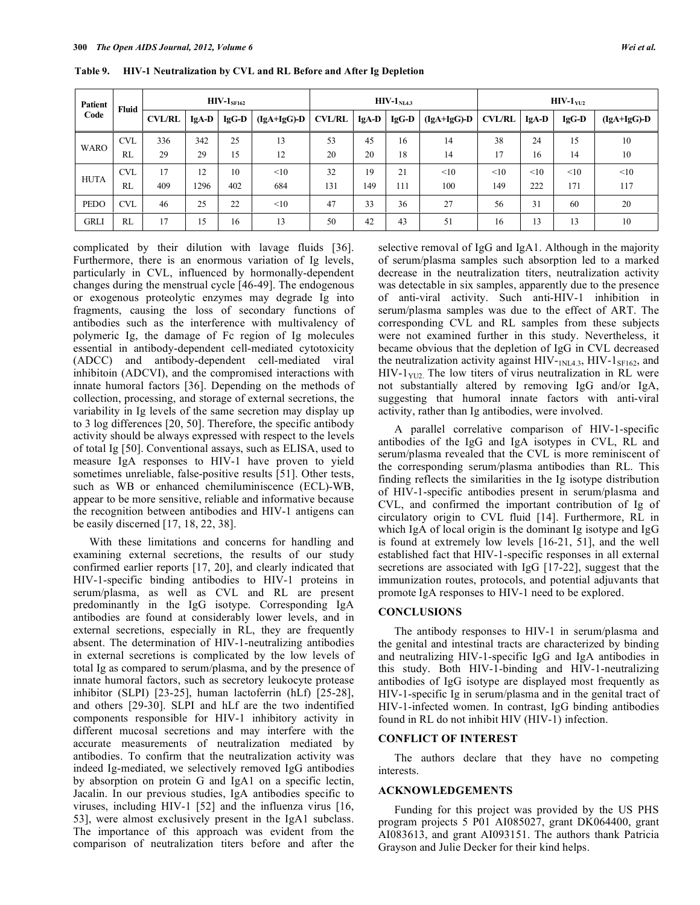**Table 9. HIV-1 Neutralization by CVL and RL Before and After Ig Depletion**

| Patient Code | Fluid | $HIV\text{-}1_{SF162}$ | | | | $HIV\text{-}1_{NL4.3}$ | | | | $HIV\text{-}1_{YU2}$ | | | |
|---|---|---|---|---|---|---|---|---|---|---|---|---|---|
| | | CVL/RL | IgA-D | IgG-D | (IgA+IgG)-D | CVL/RL | IgA-D | IgG-D | (IgA+IgG)-D | CVL/RL | IgA-D | IgG-D | (IgA+IgG)-D |
| WARO | CVL | 336 | 342 | 25 | 13 | 53 | 45 | 16 | 14 | 38 | 24 | 15 | 10 |
| | RL | 29 | 29 | 15 | 12 | 20 | 20 | 18 | 14 | 17 | 16 | 14 | 10 |
| HUTA | CVL | 17 | 12 | 10 | <10 | 32 | 19 | 21 | <10 | <10 | <10 | <10 | <10 |
| | RL | 409 | 1296 | 402 | 684 | 131 | 149 | 111 | 100 | 149 | 222 | 171 | 117 |
| PEDO | CVL | 46 | 25 | 22 | <10 | 47 | 33 | 36 | 27 | 56 | 31 | 60 | 20 |
| GRLI | RL | 17 | 15 | 16 | 13 | 50 | 42 | 43 | 51 | 16 | 13 | 13 | 10 |

complicated by their dilution with lavage fluids [36]. Furthermore, there is an enormous variation of Ig levels, particularly in CVL, influenced by hormonally-dependent changes during the menstrual cycle [46-49]. The endogenous or exogenous proteolytic enzymes may degrade Ig into fragments, causing the loss of secondary functions of antibodies such as the interference with multivalency of polymeric Ig, the damage of Fc region of Ig molecules essential in antibody-dependent cell-mediated cytotoxicity (ADCC) and antibody-dependent cell-mediated viral inhibitoin (ADCVI), and the compromised interactions with innate humoral factors [36]. Depending on the methods of collection, processing, and storage of external secretions, the variability in Ig levels of the same secretion may display up to 3 log differences [20, 50]. Therefore, the specific antibody activity should be always expressed with respect to the levels of total Ig [50]. Conventional assays, such as ELISA, used to measure IgA responses to HIV-1 have proven to yield sometimes unreliable, false-positive results [51]. Other tests, such as WB or enhanced chemiluminiscence (ECL)-WB, appear to be more sensitive, reliable and informative because the recognition between antibodies and HIV-1 antigens can be easily discerned [17, 18, 22, 38].

With these limitations and concerns for handling and examining external secretions, the results of our study confirmed earlier reports [17, 20], and clearly indicated that HIV-1-specific binding antibodies to HIV-1 proteins in serum/plasma, as well as CVL and RL are present predominantly in the IgG isotype. Corresponding IgA antibodies are found at considerably lower levels, and in external secretions, especially in RL, they are frequently absent. The determination of HIV-1-neutralizing antibodies in external secretions is complicated by the low levels of total Ig as compared to serum/plasma, and by the presence of innate humoral factors, such as secretory leukocyte protease inhibitor (SLPI) [23-25], human lactoferrin (hLf) [25-28], and others [29-30]. SLPI and hLf are the two indentified components responsible for HIV-1 inhibitory activity in different mucosal secretions and may interfere with the accurate measurements of neutralization mediated by antibodies. To confirm that the neutralization activity was indeed Ig-mediated, we selectively removed IgG antibodies by absorption on protein G and IgA1 on a specific lectin, Jacalin. In our previous studies, IgA antibodies specific to viruses, including HIV-1 [52] and the influenza virus [16, 53], were almost exclusively present in the IgA1 subclass. The importance of this approach was evident from the comparison of neutralization titers before and after the selective removal of IgG and IgA1. Although in the majority of serum/plasma samples such absorption led to a marked decrease in the neutralization titers, neutralization activity was detectable in six samples, apparently due to the presence of anti-viral activity. Such anti-HIV-1 inhibition in serum/plasma samples was due to the effect of ART. The corresponding CVL and RL samples from these subjects were not examined further in this study. Nevertheless, it became obvious that the depletion of IgG in CVL decreased the neutralization activity against $HIV\text{-}_{1NL4.3}$, $HIV\text{-}1_{SF162}$, and $HIV\text{-}1_{YU2.}$ The low titers of virus neutralization in RL were not substantially altered by removing IgG and/or IgA, suggesting that humoral innate factors with anti-viral activity, rather than Ig antibodies, were involved.

A parallel correlative comparison of HIV-1-specific antibodies of the IgG and IgA isotypes in CVL, RL and serum/plasma revealed that the CVL is more reminiscent of the corresponding serum/plasma antibodies than RL. This finding reflects the similarities in the Ig isotype distribution of HIV-1-specific antibodies present in serum/plasma and CVL, and confirmed the important contribution of Ig of circulatory origin to CVL fluid [14]. Furthermore, RL in which IgA of local origin is the dominant Ig isotype and IgG is found at extremely low levels [16-21, 51], and the well established fact that HIV-1-specific responses in all external secretions are associated with IgG [17-22], suggest that the immunization routes, protocols, and potential adjuvants that promote IgA responses to HIV-1 need to be explored.

## CONCLUSIONS

The antibody responses to HIV-1 in serum/plasma and the genital and intestinal tracts are characterized by binding and neutralizing HIV-1-specific IgG and IgA antibodies in this study. Both HIV-1-binding and HIV-1-neutralizing antibodies of IgG isotype are displayed most frequently as HIV-1-specific Ig in serum/plasma and in the genital tract of HIV-1-infected women. In contrast, IgG binding antibodies found in RL do not inhibit HIV (HIV-1) infection.

## CONFLICT OF INTEREST

The authors declare that they have no competing interests.

## ACKNOWLEDGEMENTS

Funding for this project was provided by the US PHS program projects 5 P01 AI085027, grant DK064400, grant AI083613, and grant AI093151. The authors thank Patricia Grayson and Julie Decker for their kind helps.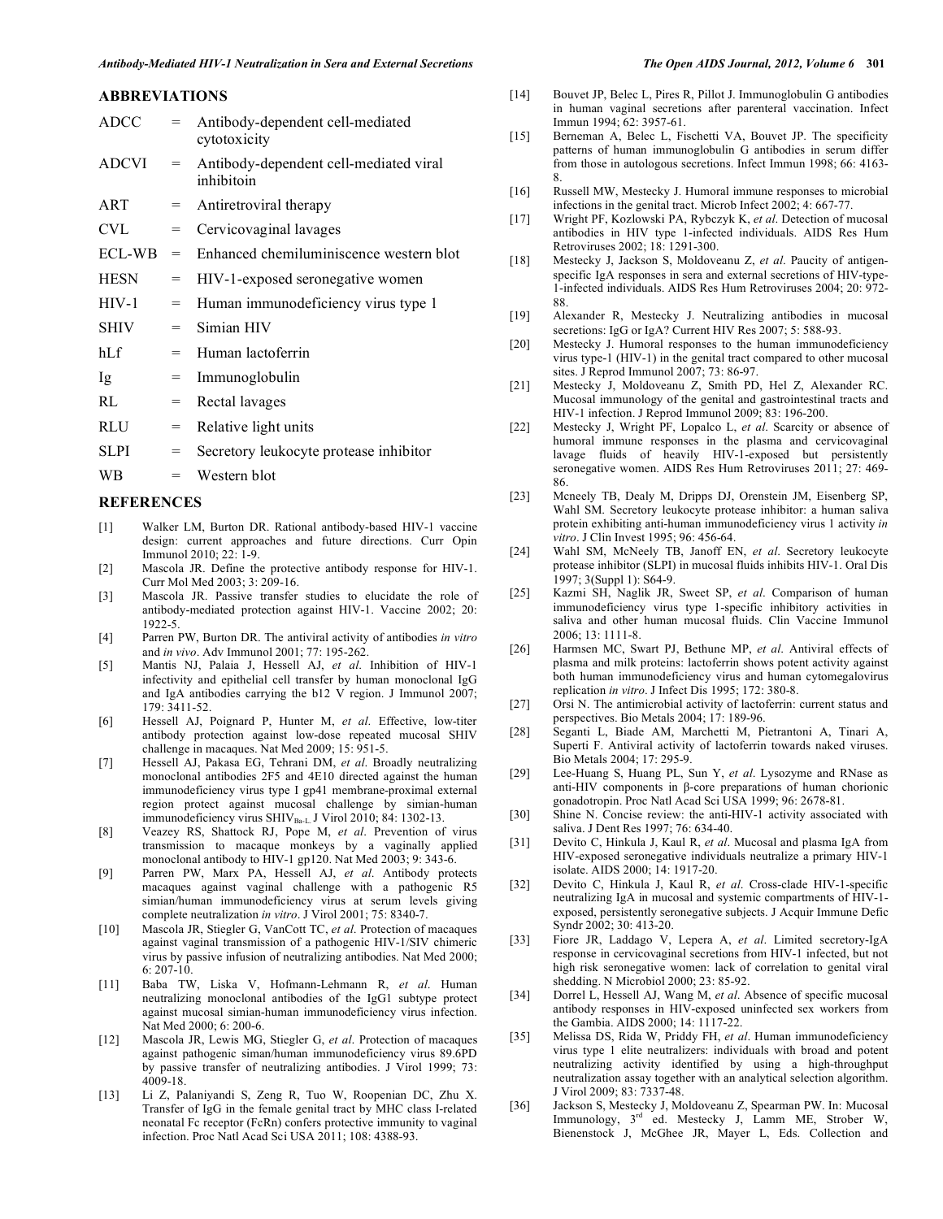## ABBREVIATIONS

| | | |
|---|---|---|
| ADCC | = | Antibody-dependent cell-mediated cytotoxicity |
| ADCVI | = | Antibody-dependent cell-mediated viral inhibitoin |
| ART | = | Antiretroviral therapy |
| CVL | = | Cervicovaginal lavages |
| ECL-WB | = | Enhanced chemiluminiscence western blot |
| HESN | = | HIV-1-exposed seronegative women |
| HIV-1 | = | Human immunodeficiency virus type 1 |
| SHIV | = | Simian HIV |
| hLf | = | Human lactoferrin |
| Ig | = | Immunoglobulin |
| RL | = | Rectal lavages |
| RLU | = | Relative light units |
| SLPI | = | Secretory leukocyte protease inhibitor |
| WB | = | Western blot |

## REFERENCES

[1] Walker LM, Burton DR. Rational antibody-based HIV-1 vaccine design: current approaches and future directions. Curr Opin Immunol 2010; 22: 1-9.

[2] Mascola JR. Define the protective antibody response for HIV-1. Curr Mol Med 2003; 3: 209-16.

[3] Mascola JR. Passive transfer studies to elucidate the role of antibody-mediated protection against HIV-1. Vaccine 2002; 20: 1922-5.

[4] Parren PW, Burton DR. The antiviral activity of antibodies *in vitro* and *in vivo*. Adv Immunol 2001; 77: 195-262.

[5] Mantis NJ, Palaia J, Hessell AJ, *et al*. Inhibition of HIV-1 infectivity and epithelial cell transfer by human monoclonal IgG and IgA antibodies carrying the b12 V region. J Immunol 2007; 179: 3411-52.

[6] Hessell AJ, Poignard P, Hunter M, *et al*. Effective, low-titer antibody protection against low-dose repeated mucosal SHIV challenge in macaques. Nat Med 2009; 15: 951-5.

[7] Hessell AJ, Pakasa EG, Tehrani DM, *et al*. Broadly neutralizing monoclonal antibodies 2F5 and 4E10 directed against the human immunodeficiency virus type I gp41 membrane-proximal external region protect against mucosal challenge by simian-human immunodeficiency virus $SHIV_{Ba-L}$. J Virol 2010; 84: 1302-13.

[8] Veazey RS, Shattock RJ, Pope M, *et al*. Prevention of virus transmission to macaque monkeys by a vaginally applied monoclonal antibody to HIV-1 gp120. Nat Med 2003; 9: 343-6.

[9] Parren PW, Marx PA, Hessell AJ, *et al*. Antibody protects macaques against vaginal challenge with a pathogenic R5 simian/human immunodeficiency virus at serum levels giving complete neutralization *in vitro*. J Virol 2001; 75: 8340-7.

[10] Mascola JR, Stiegler G, VanCott TC, *et al*. Protection of macaques against vaginal transmission of a pathogenic HIV-1/SIV chimeric virus by passive infusion of neutralizing antibodies. Nat Med 2000; 6: 207-10.

[11] Baba TW, Liska V, Hofmann-Lehmann R, *et al*. Human neutralizing monoclonal antibodies of the IgG1 subtype protect against mucosal simian-human immunodeficiency virus infection. Nat Med 2000; 6: 200-6.

[12] Mascola JR, Lewis MG, Stiegler G, *et al*. Protection of macaques against pathogenic siman/human immunodeficiency virus 89.6PD by passive transfer of neutralizing antibodies. J Virol 1999; 73: 4009-18.

[13] Li Z, Palaniyandi S, Zeng R, Tuo W, Roopenian DC, Zhu X. Transfer of IgG in the female genital tract by MHC class I-related neonatal Fc receptor (FcRn) confers protective immunity to vaginal infection. Proc Natl Acad Sci USA 2011; 108: 4388-93.

[14] Bouvet JP, Belec L, Pires R, Pillot J. Immunoglobulin G antibodies in human vaginal secretions after parenteral vaccination. Infect Immun 1994; 62: 3957-61.

[15] Berneman A, Belec L, Fischetti VA, Bouvet JP. The specificity patterns of human immunoglobulin G antibodies in serum differ from those in autologous secretions. Infect Immun 1998; 66: 4163-8.

[16] Russell MW, Mestecky J. Humoral immune responses to microbial infections in the genital tract. Microb Infect 2002; 4: 667-77.

[17] Wright PF, Kozlowski PA, Rybczyk K, *et al*. Detection of mucosal antibodies in HIV type 1-infected individuals. AIDS Res Hum Retroviruses 2002; 18: 1291-300.

[18] Mestecky J, Jackson S, Moldoveanu Z, *et al*. Paucity of antigen-specific IgA responses in sera and external secretions of HIV-type-1-infected individuals. AIDS Res Hum Retroviruses 2004; 20: 972-88.

[19] Alexander R, Mestecky J. Neutralizing antibodies in mucosal secretions: IgG or IgA? Current HIV Res 2007; 5: 588-93.

[20] Mestecky J. Humoral responses to the human immunodeficiency virus type-1 (HIV-1) in the genital tract compared to other mucosal sites. J Reprod Immunol 2007; 73: 86-97.

[21] Mestecky J, Moldoveanu Z, Smith PD, Hel Z, Alexander RC. Mucosal immunology of the genital and gastrointestinal tracts and HIV-1 infection. J Reprod Immunol 2009; 83: 196-200.

[22] Mestecky J, Wright PF, Lopalco L, *et al*. Scarcity or absence of humoral immune responses in the plasma and cervicovaginal lavage fluids of heavily HIV-1-exposed but persistently seronegative women. AIDS Res Hum Retroviruses 2011; 27: 469-86.

[23] Mcneely TB, Dealy M, Dripps DJ, Orenstein JM, Eisenberg SP, Wahl SM. Secretory leukocyte protease inhibitor: a human saliva protein exhibiting anti-human immunodeficiency virus 1 activity *in vitro*. J Clin Invest 1995; 96: 456-64.

[24] Wahl SM, McNeely TB, Janoff EN, *et al*. Secretory leukocyte protease inhibitor (SLPI) in mucosal fluids inhibits HIV-1. Oral Dis 1997; 3(Suppl 1): S64-9.

[25] Kazmi SH, Naglik JR, Sweet SP, *et al*. Comparison of human immunodeficiency virus type 1-specific inhibitory activities in saliva and other human mucosal fluids. Clin Vaccine Immunol 2006; 13: 1111-8.

[26] Harmsen MC, Swart PJ, Bethune MP, *et al*. Antiviral effects of plasma and milk proteins: lactoferrin shows potent activity against both human immunodeficiency virus and human cytomegalovirus replication *in vitro*. J Infect Dis 1995; 172: 380-8.

[27] Orsi N. The antimicrobial activity of lactoferrin: current status and perspectives. Bio Metals 2004; 17: 189-96.

[28] Seganti L, Biade AM, Marchetti M, Pietrantoni A, Tinari A, Superti F. Antiviral activity of lactoferrin towards naked viruses. Bio Metals 2004; 17: 295-9.

[29] Lee-Huang S, Huang PL, Sun Y, *et al*. Lysozyme and RNase as anti-HIV components in β-core preparations of human chorionic gonadotropin. Proc Natl Acad Sci USA 1999; 96: 2678-81.

[30] Shine N. Concise review: the anti-HIV-1 activity associated with saliva. J Dent Res 1997; 76: 634-40.

[31] Devito C, Hinkula J, Kaul R, *et al*. Mucosal and plasma IgA from HIV-exposed seronegative individuals neutralize a primary HIV-1 isolate. AIDS 2000; 14: 1917-20.

[32] Devito C, Hinkula J, Kaul R, *et al*. Cross-clade HIV-1-specific neutralizing IgA in mucosal and systemic compartments of HIV-1-exposed, persistently seronegative subjects. J Acquir Immune Defic Syndr 2002; 30: 413-20.

[33] Fiore JR, Laddago V, Lepera A, *et al*. Limited secretory-IgA response in cervicovaginal secretions from HIV-1 infected, but not high risk seronegative women: lack of correlation to genital viral shedding. N Microbiol 2000; 23: 85-92.

[34] Dorrel L, Hessell AJ, Wang M, *et al*. Absence of specific mucosal antibody responses in HIV-exposed uninfected sex workers from the Gambia. AIDS 2000; 14: 1117-22.

[35] Melissa DS, Rida W, Priddy FH, *et al*. Human immunodeficiency virus type 1 elite neutralizers: individuals with broad and potent neutralizing activity identified by using a high-throughput neutralization assay together with an analytical selection algorithm. J Virol 2009; 83: 7337-48.

[36] Jackson S, Mestecky J, Moldoveanu Z, Spearman PW. In: Mucosal Immunology, 3rd ed. Mestecky J, Lamm ME, Strober W, Bienenstock J, McGhee JR, Mayer L, Eds. Collection and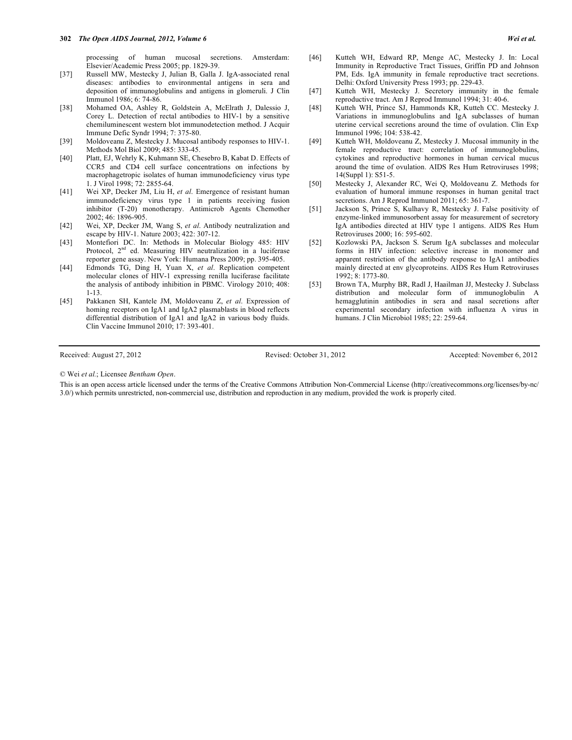processing of human mucosal secretions. Amsterdam: Elsevier/Academic Press 2005; pp. 1829-39.

[37] Russell MW, Mestecky J, Julian B, Galla J. IgA-associated renal diseases: antibodies to environmental antigens in sera and deposition of immunoglobulins and antigens in glomeruli. J Clin Immunol 1986; 6: 74-86.

[38] Mohamed OA, Ashley R, Goldstein A, McElrath J, Dalessio J, Corey L. Detection of rectal antibodies to HIV-1 by a sensitive chemiluminescent western blot immunodetection method. J Acquir Immune Defic Syndr 1994; 7: 375-80.

[39] Moldoveanu Z, Mestecky J. Mucosal antibody responses to HIV-1. Methods Mol Biol 2009; 485: 333-45.

[40] Platt, EJ, Wehrly K, Kuhmann SE, Chesebro B, Kabat D. Effects of CCR5 and CD4 cell surface concentrations on infections by macrophagetropic isolates of human immunodeficiency virus type 1. J Virol 1998; 72: 2855-64.

[41] Wei XP, Decker JM, Liu H, *et al*. Emergence of resistant human immunodeficiency virus type 1 in patients receiving fusion inhibitor (T-20) monotherapy. Antimicrob Agents Chemother 2002; 46: 1896-905.

[42] Wei, XP, Decker JM, Wang S, *et al*. Antibody neutralization and escape by HIV-1. Nature 2003; 422: 307-12.

[43] Montefiori DC. In: Methods in Molecular Biology 485: HIV Protocol, 2nd ed. Measuring HIV neutralization in a luciferase reporter gene assay. New York: Humana Press 2009; pp. 395-405.

[44] Edmonds TG, Ding H, Yuan X, *et al*. Replication competent molecular clones of HIV-1 expressing renilla luciferase facilitate the analysis of antibody inhibition in PBMC. Virology 2010; 408: 1-13.

[45] Pakkanen SH, Kantele JM, Moldoveanu Z, *et al*. Expression of homing receptors on IgA1 and IgA2 plasmablasts in blood reflects differential distribution of IgA1 and IgA2 in various body fluids. Clin Vaccine Immunol 2010; 17: 393-401.

[46] Kutteh WH, Edward RP, Menge AC, Mestecky J. In: Local Immunity in Reproductive Tract Tissues, Griffin PD and Johnson PM, Eds. IgA immunity in female reproductive tract secretions. Delhi: Oxford University Press 1993; pp. 229-43.

[47] Kutteh WH, Mestecky J. Secretory immunity in the female reproductive tract. Am J Reprod Immunol 1994; 31: 40-6.

[48] Kutteh WH, Prince SJ, Hammonds KR, Kutteh CC. Mestecky J. Variations in immunoglobulins and IgA subclasses of human uterine cervical secretions around the time of ovulation. Clin Exp Immunol 1996; 104: 538-42.

[49] Kutteh WH, Moldoveanu Z, Mestecky J. Mucosal immunity in the female reproductive tract: correlation of immunoglobulins, cytokines and reproductive hormones in human cervical mucus around the time of ovulation. AIDS Res Hum Retroviruses 1998; 14(Suppl 1): S51-5.

[50] Mestecky J, Alexander RC, Wei Q, Moldoveanu Z. Methods for evaluation of humoral immune responses in human genital tract secretions. Am J Reprod Immunol 2011; 65: 361-7.

[51] Jackson S, Prince S, Kulhavy R, Mestecky J. False positivity of enzyme-linked immunosorbent assay for measurement of secretory IgA antibodies directed at HIV type 1 antigens. AIDS Res Hum Retroviruses 2000; 16: 595-602.

[52] Kozlowski PA, Jackson S. Serum IgA subclasses and molecular forms in HIV infection: selective increase in monomer and apparent restriction of the antibody response to IgA1 antibodies mainly directed at env glycoproteins. AIDS Res Hum Retroviruses 1992; 8: 1773-80.

[53] Brown TA, Murphy BR, Radl J, Haailman JJ, Mestecky J. Subclass distribution and molecular form of immunoglobulin A hemagglutinin antibodies in sera and nasal secretions after experimental secondary infection with influenza A virus in humans. J Clin Microbiol 1985; 22: 259-64.

Received: August 27, 2012 Revised: October 31, 2012 Accepted: November 6, 2012

© Wei *et al.*; Licensee *Bentham Open*.

This is an open access article licensed under the terms of the Creative Commons Attribution Non-Commercial License (http://creativecommons.org/licenses/by-nc/3.0/) which permits unrestricted, non-commercial use, distribution and reproduction in any medium, provided the work is properly cited.